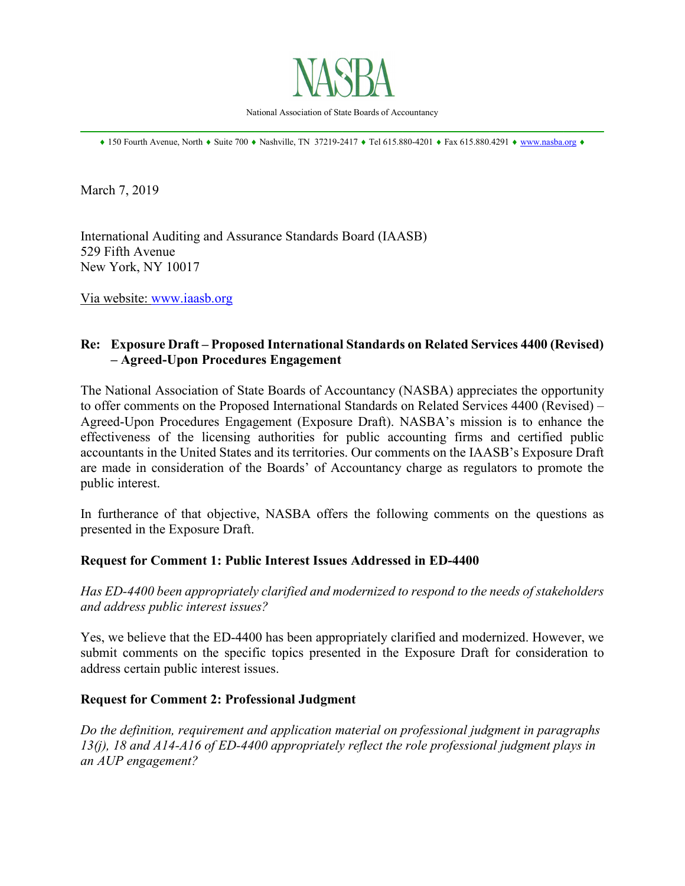# NASBA

National Association of State Boards of Accountancy

♦ 150 Fourth Avenue, North ♦ Suite 700 ♦ Nashville, TN 37219-2417 ♦ Tel 615.880-4201 ♦ Fax 615.880.4291 ♦ www.nasba.org ♦

March 7, 2019

International Auditing and Assurance Standards Board (IAASB)
529 Fifth Avenue
New York, NY 10017

Via website: www.iaasb.org

**Re: Exposure Draft – Proposed International Standards on Related Services 4400 (Revised) – Agreed-Upon Procedures Engagement**

The National Association of State Boards of Accountancy (NASBA) appreciates the opportunity to offer comments on the Proposed International Standards on Related Services 4400 (Revised) – Agreed-Upon Procedures Engagement (Exposure Draft). NASBA's mission is to enhance the effectiveness of the licensing authorities for public accounting firms and certified public accountants in the United States and its territories. Our comments on the IAASB's Exposure Draft are made in consideration of the Boards' of Accountancy charge as regulators to promote the public interest.

In furtherance of that objective, NASBA offers the following comments on the questions as presented in the Exposure Draft.

**Request for Comment 1: Public Interest Issues Addressed in ED-4400**

*Has ED-4400 been appropriately clarified and modernized to respond to the needs of stakeholders and address public interest issues?*

Yes, we believe that the ED-4400 has been appropriately clarified and modernized. However, we submit comments on the specific topics presented in the Exposure Draft for consideration to address certain public interest issues.

**Request for Comment 2: Professional Judgment**

*Do the definition, requirement and application material on professional judgment in paragraphs 13(j), 18 and A14-A16 of ED-4400 appropriately reflect the role professional judgment plays in an AUP engagement?*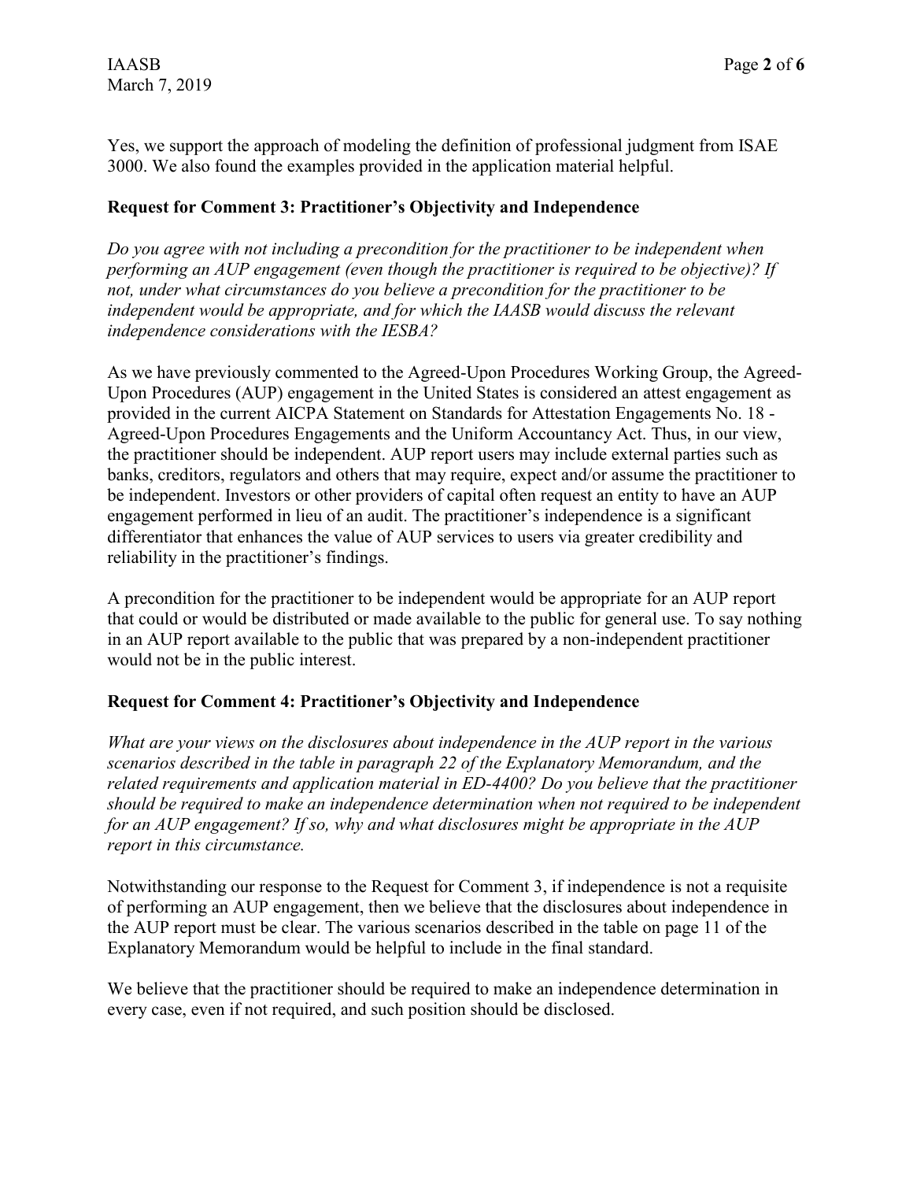Yes, we support the approach of modeling the definition of professional judgment from ISAE 3000. We also found the examples provided in the application material helpful.

**Request for Comment 3: Practitioner's Objectivity and Independence**

*Do you agree with not including a precondition for the practitioner to be independent when performing an AUP engagement (even though the practitioner is required to be objective)? If not, under what circumstances do you believe a precondition for the practitioner to be independent would be appropriate, and for which the IAASB would discuss the relevant independence considerations with the IESBA?*

As we have previously commented to the Agreed-Upon Procedures Working Group, the Agreed-Upon Procedures (AUP) engagement in the United States is considered an attest engagement as provided in the current AICPA Statement on Standards for Attestation Engagements No. 18 - Agreed-Upon Procedures Engagements and the Uniform Accountancy Act. Thus, in our view, the practitioner should be independent. AUP report users may include external parties such as banks, creditors, regulators and others that may require, expect and/or assume the practitioner to be independent. Investors or other providers of capital often request an entity to have an AUP engagement performed in lieu of an audit. The practitioner's independence is a significant differentiator that enhances the value of AUP services to users via greater credibility and reliability in the practitioner's findings.

A precondition for the practitioner to be independent would be appropriate for an AUP report that could or would be distributed or made available to the public for general use. To say nothing in an AUP report available to the public that was prepared by a non-independent practitioner would not be in the public interest.

**Request for Comment 4: Practitioner's Objectivity and Independence**

*What are your views on the disclosures about independence in the AUP report in the various scenarios described in the table in paragraph 22 of the Explanatory Memorandum, and the related requirements and application material in ED-4400? Do you believe that the practitioner should be required to make an independence determination when not required to be independent for an AUP engagement? If so, why and what disclosures might be appropriate in the AUP report in this circumstance.*

Notwithstanding our response to the Request for Comment 3, if independence is not a requisite of performing an AUP engagement, then we believe that the disclosures about independence in the AUP report must be clear. The various scenarios described in the table on page 11 of the Explanatory Memorandum would be helpful to include in the final standard.

We believe that the practitioner should be required to make an independence determination in every case, even if not required, and such position should be disclosed.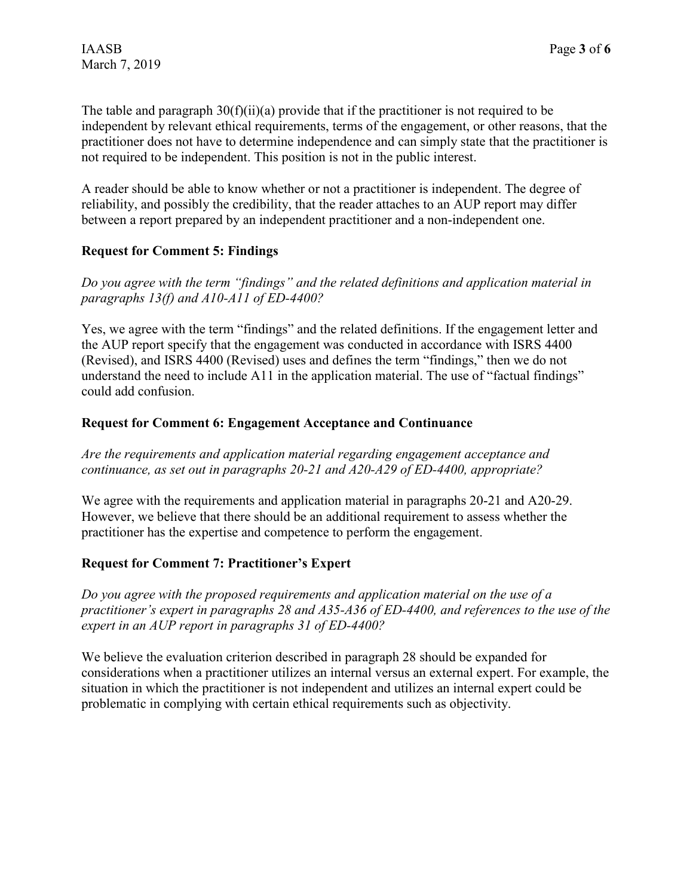The table and paragraph 30(f)(ii)(a) provide that if the practitioner is not required to be independent by relevant ethical requirements, terms of the engagement, or other reasons, that the practitioner does not have to determine independence and can simply state that the practitioner is not required to be independent. This position is not in the public interest.

A reader should be able to know whether or not a practitioner is independent. The degree of reliability, and possibly the credibility, that the reader attaches to an AUP report may differ between a report prepared by an independent practitioner and a non-independent one.

**Request for Comment 5: Findings**

*Do you agree with the term "findings" and the related definitions and application material in paragraphs 13(f) and A10-A11 of ED-4400?*

Yes, we agree with the term "findings" and the related definitions. If the engagement letter and the AUP report specify that the engagement was conducted in accordance with ISRS 4400 (Revised), and ISRS 4400 (Revised) uses and defines the term "findings," then we do not understand the need to include A11 in the application material. The use of "factual findings" could add confusion.

**Request for Comment 6: Engagement Acceptance and Continuance**

*Are the requirements and application material regarding engagement acceptance and continuance, as set out in paragraphs 20-21 and A20-A29 of ED-4400, appropriate?*

We agree with the requirements and application material in paragraphs 20-21 and A20-29. However, we believe that there should be an additional requirement to assess whether the practitioner has the expertise and competence to perform the engagement.

**Request for Comment 7: Practitioner's Expert**

*Do you agree with the proposed requirements and application material on the use of a practitioner's expert in paragraphs 28 and A35-A36 of ED-4400, and references to the use of the expert in an AUP report in paragraphs 31 of ED-4400?*

We believe the evaluation criterion described in paragraph 28 should be expanded for considerations when a practitioner utilizes an internal versus an external expert. For example, the situation in which the practitioner is not independent and utilizes an internal expert could be problematic in complying with certain ethical requirements such as objectivity.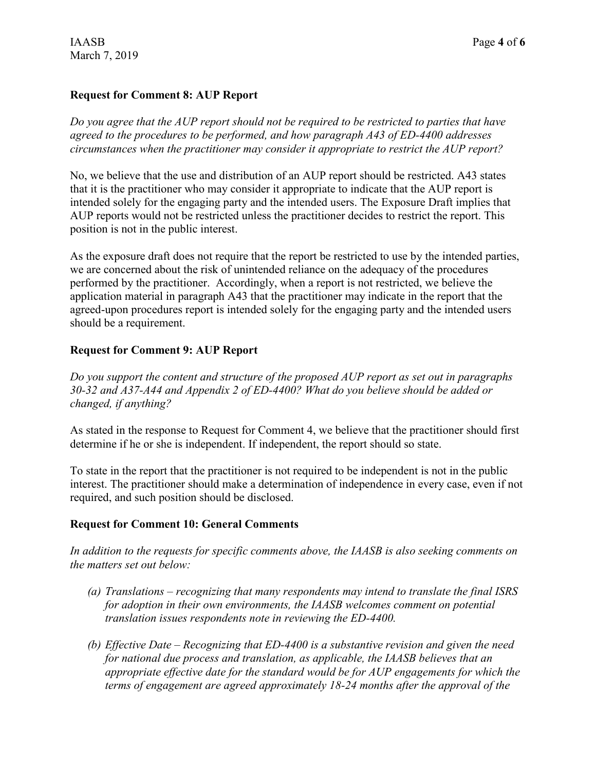**Request for Comment 8: AUP Report**

*Do you agree that the AUP report should not be required to be restricted to parties that have agreed to the procedures to be performed, and how paragraph A43 of ED-4400 addresses circumstances when the practitioner may consider it appropriate to restrict the AUP report?*

No, we believe that the use and distribution of an AUP report should be restricted. A43 states that it is the practitioner who may consider it appropriate to indicate that the AUP report is intended solely for the engaging party and the intended users. The Exposure Draft implies that AUP reports would not be restricted unless the practitioner decides to restrict the report. This position is not in the public interest.

As the exposure draft does not require that the report be restricted to use by the intended parties, we are concerned about the risk of unintended reliance on the adequacy of the procedures performed by the practitioner. Accordingly, when a report is not restricted, we believe the application material in paragraph A43 that the practitioner may indicate in the report that the agreed-upon procedures report is intended solely for the engaging party and the intended users should be a requirement.

**Request for Comment 9: AUP Report**

*Do you support the content and structure of the proposed AUP report as set out in paragraphs 30-32 and A37-A44 and Appendix 2 of ED-4400? What do you believe should be added or changed, if anything?*

As stated in the response to Request for Comment 4, we believe that the practitioner should first determine if he or she is independent. If independent, the report should so state.

To state in the report that the practitioner is not required to be independent is not in the public interest. The practitioner should make a determination of independence in every case, even if not required, and such position should be disclosed.

**Request for Comment 10: General Comments**

*In addition to the requests for specific comments above, the IAASB is also seeking comments on the matters set out below:*

- *(a) Translations – recognizing that many respondents may intend to translate the final ISRS for adoption in their own environments, the IAASB welcomes comment on potential translation issues respondents note in reviewing the ED-4400.*
- *(b) Effective Date – Recognizing that ED-4400 is a substantive revision and given the need for national due process and translation, as applicable, the IAASB believes that an appropriate effective date for the standard would be for AUP engagements for which the terms of engagement are agreed approximately 18-24 months after the approval of the*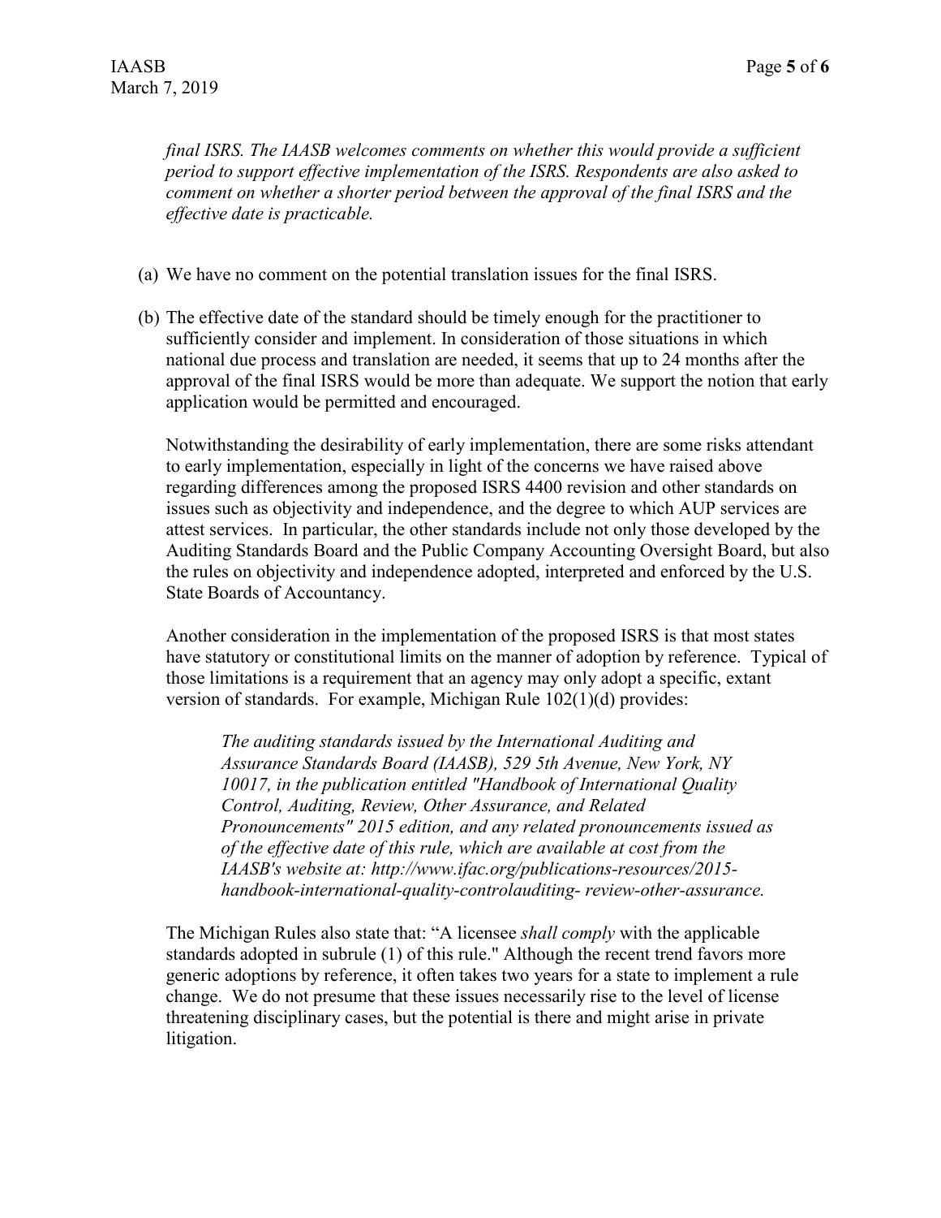*final ISRS. The IAASB welcomes comments on whether this would provide a sufficient period to support effective implementation of the ISRS. Respondents are also asked to comment on whether a shorter period between the approval of the final ISRS and the effective date is practicable.*

(a) We have no comment on the potential translation issues for the final ISRS.

(b) The effective date of the standard should be timely enough for the practitioner to sufficiently consider and implement. In consideration of those situations in which national due process and translation are needed, it seems that up to 24 months after the approval of the final ISRS would be more than adequate. We support the notion that early application would be permitted and encouraged.

Notwithstanding the desirability of early implementation, there are some risks attendant to early implementation, especially in light of the concerns we have raised above regarding differences among the proposed ISRS 4400 revision and other standards on issues such as objectivity and independence, and the degree to which AUP services are attest services. In particular, the other standards include not only those developed by the Auditing Standards Board and the Public Company Accounting Oversight Board, but also the rules on objectivity and independence adopted, interpreted and enforced by the U.S. State Boards of Accountancy.

Another consideration in the implementation of the proposed ISRS is that most states have statutory or constitutional limits on the manner of adoption by reference. Typical of those limitations is a requirement that an agency may only adopt a specific, extant version of standards. For example, Michigan Rule 102(1)(d) provides:

> *The auditing standards issued by the International Auditing and Assurance Standards Board (IAASB), 529 5th Avenue, New York, NY 10017, in the publication entitled "Handbook of International Quality Control, Auditing, Review, Other Assurance, and Related Pronouncements" 2015 edition, and any related pronouncements issued as of the effective date of this rule, which are available at cost from the IAASB's website at: http://www.ifac.org/publications-resources/2015-handbook-international-quality-controlauditing- review-other-assurance.*

The Michigan Rules also state that: "A licensee *shall comply* with the applicable standards adopted in subrule (1) of this rule." Although the recent trend favors more generic adoptions by reference, it often takes two years for a state to implement a rule change. We do not presume that these issues necessarily rise to the level of license threatening disciplinary cases, but the potential is there and might arise in private litigation.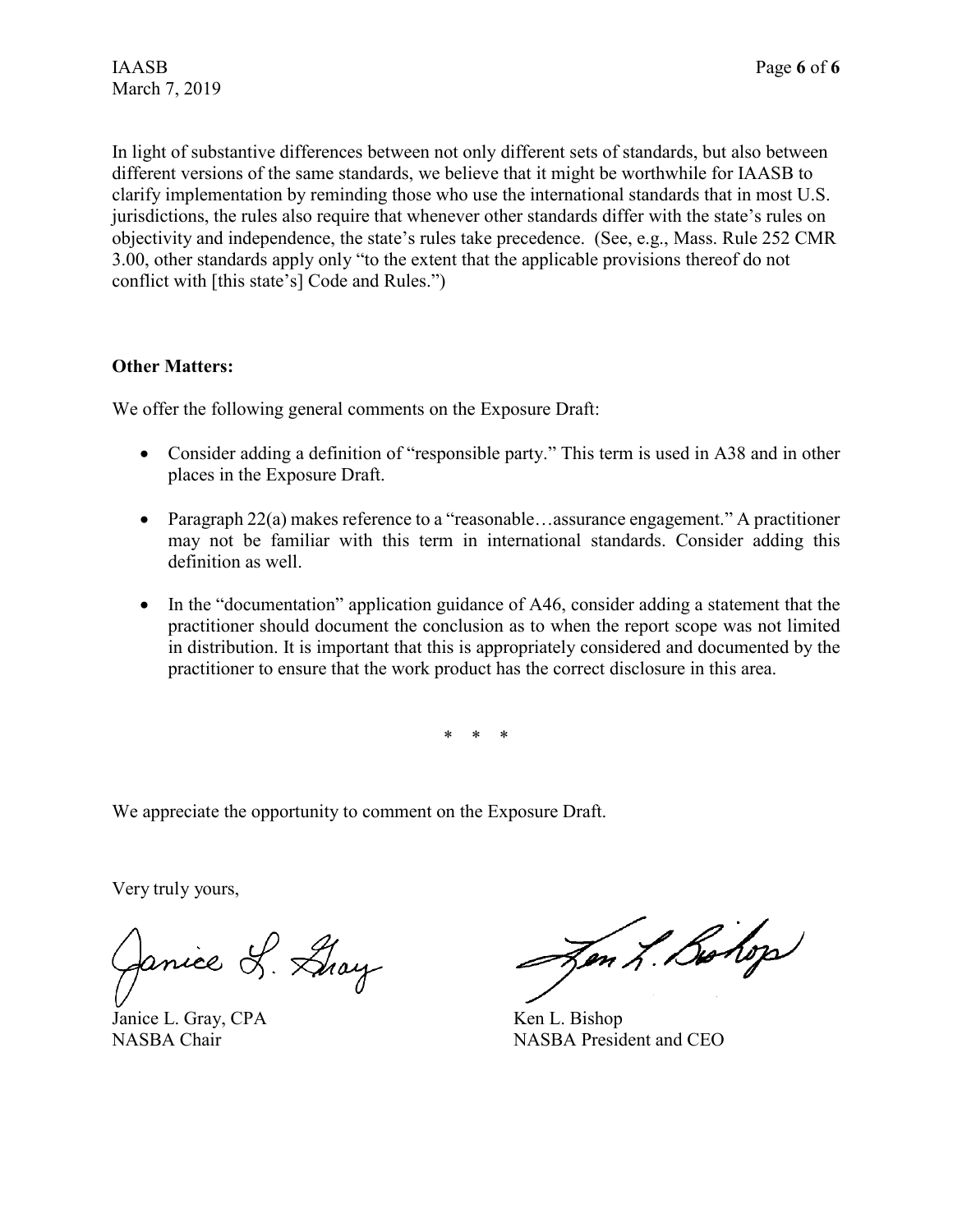In light of substantive differences between not only different sets of standards, but also between different versions of the same standards, we believe that it might be worthwhile for IAASB to clarify implementation by reminding those who use the international standards that in most U.S. jurisdictions, the rules also require that whenever other standards differ with the state's rules on objectivity and independence, the state's rules take precedence. (See, e.g., Mass. Rule 252 CMR 3.00, other standards apply only "to the extent that the applicable provisions thereof do not conflict with [this state's] Code and Rules.")

**Other Matters:**

We offer the following general comments on the Exposure Draft:

- Consider adding a definition of "responsible party." This term is used in A38 and in other places in the Exposure Draft.
- Paragraph 22(a) makes reference to a "reasonable…assurance engagement." A practitioner may not be familiar with this term in international standards. Consider adding this definition as well.
- In the "documentation" application guidance of A46, consider adding a statement that the practitioner should document the conclusion as to when the report scope was not limited in distribution. It is important that this is appropriately considered and documented by the practitioner to ensure that the work product has the correct disclosure in this area.

\* \* \*

We appreciate the opportunity to comment on the Exposure Draft.

Very truly yours,

Janice L. Gray, CPA
NASBA Chair

Ken L. Bishop
NASBA President and CEO